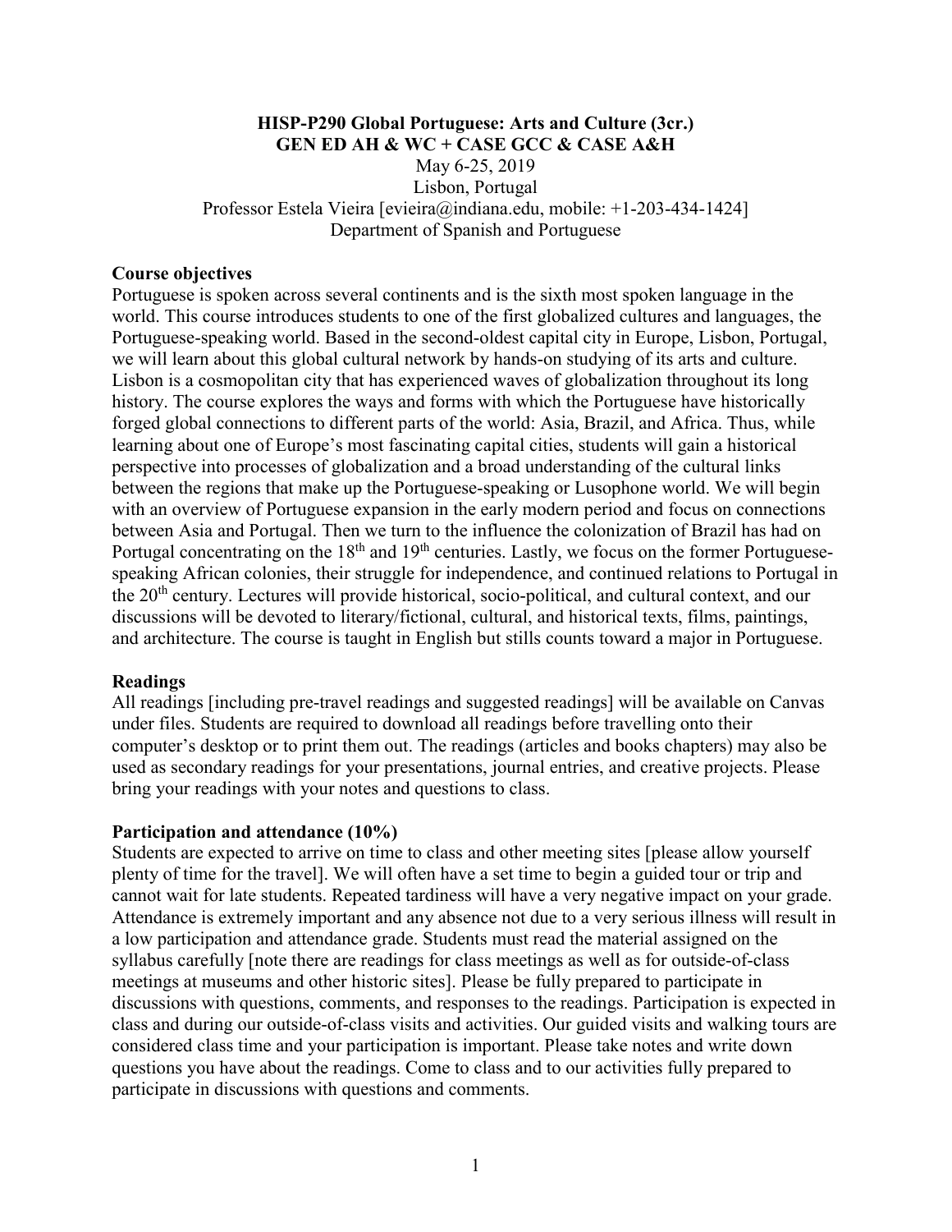**HISP-P290 Global Portuguese: Arts and Culture (3cr.)**
**GEN ED AH & WC + CASE GCC & CASE A&H**

May 6-25, 2019
Lisbon, Portugal
Professor Estela Vieira [evieira@indiana.edu, mobile: +1-203-434-1424]
Department of Spanish and Portuguese

## Course objectives

Portuguese is spoken across several continents and is the sixth most spoken language in the world. This course introduces students to one of the first globalized cultures and languages, the Portuguese-speaking world. Based in the second-oldest capital city in Europe, Lisbon, Portugal, we will learn about this global cultural network by hands-on studying of its arts and culture. Lisbon is a cosmopolitan city that has experienced waves of globalization throughout its long history. The course explores the ways and forms with which the Portuguese have historically forged global connections to different parts of the world: Asia, Brazil, and Africa. Thus, while learning about one of Europe's most fascinating capital cities, students will gain a historical perspective into processes of globalization and a broad understanding of the cultural links between the regions that make up the Portuguese-speaking or Lusophone world. We will begin with an overview of Portuguese expansion in the early modern period and focus on connections between Asia and Portugal. Then we turn to the influence the colonization of Brazil has had on Portugal concentrating on the 18th and 19th centuries. Lastly, we focus on the former Portuguese-speaking African colonies, their struggle for independence, and continued relations to Portugal in the 20th century. Lectures will provide historical, socio-political, and cultural context, and our discussions will be devoted to literary/fictional, cultural, and historical texts, films, paintings, and architecture. The course is taught in English but stills counts toward a major in Portuguese.

## Readings

All readings [including pre-travel readings and suggested readings] will be available on Canvas under files. Students are required to download all readings before travelling onto their computer's desktop or to print them out. The readings (articles and books chapters) may also be used as secondary readings for your presentations, journal entries, and creative projects. Please bring your readings with your notes and questions to class.

## Participation and attendance (10%)

Students are expected to arrive on time to class and other meeting sites [please allow yourself plenty of time for the travel]. We will often have a set time to begin a guided tour or trip and cannot wait for late students. Repeated tardiness will have a very negative impact on your grade. Attendance is extremely important and any absence not due to a very serious illness will result in a low participation and attendance grade. Students must read the material assigned on the syllabus carefully [note there are readings for class meetings as well as for outside-of-class meetings at museums and other historic sites]. Please be fully prepared to participate in discussions with questions, comments, and responses to the readings. Participation is expected in class and during our outside-of-class visits and activities. Our guided visits and walking tours are considered class time and your participation is important. Please take notes and write down questions you have about the readings. Come to class and to our activities fully prepared to participate in discussions with questions and comments.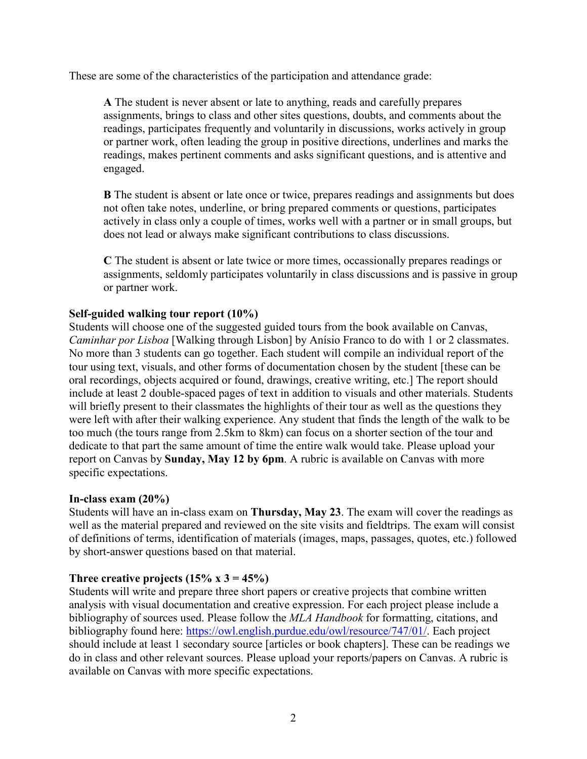These are some of the characteristics of the participation and attendance grade:

> **A** The student is never absent or late to anything, reads and carefully prepares assignments, brings to class and other sites questions, doubts, and comments about the readings, participates frequently and voluntarily in discussions, works actively in group or partner work, often leading the group in positive directions, underlines and marks the readings, makes pertinent comments and asks significant questions, and is attentive and engaged.
>
> **B** The student is absent or late once or twice, prepares readings and assignments but does not often take notes, underline, or bring prepared comments or questions, participates actively in class only a couple of times, works well with a partner or in small groups, but does not lead or always make significant contributions to class discussions.
>
> **C** The student is absent or late twice or more times, occassionally prepares readings or assignments, seldomly participates voluntarily in class discussions and is passive in group or partner work.

**Self-guided walking tour report (10%)**
Students will choose one of the suggested guided tours from the book available on Canvas, *Caminhar por Lisboa* [Walking through Lisbon] by Anísio Franco to do with 1 or 2 classmates. No more than 3 students can go together. Each student will compile an individual report of the tour using text, visuals, and other forms of documentation chosen by the student [these can be oral recordings, objects acquired or found, drawings, creative writing, etc.] The report should include at least 2 double-spaced pages of text in addition to visuals and other materials. Students will briefly present to their classmates the highlights of their tour as well as the questions they were left with after their walking experience. Any student that finds the length of the walk to be too much (the tours range from 2.5km to 8km) can focus on a shorter section of the tour and dedicate to that part the same amount of time the entire walk would take. Please upload your report on Canvas by **Sunday, May 12 by 6pm**. A rubric is available on Canvas with more specific expectations.

**In-class exam (20%)**
Students will have an in-class exam on **Thursday, May 23**. The exam will cover the readings as well as the material prepared and reviewed on the site visits and fieldtrips. The exam will consist of definitions of terms, identification of materials (images, maps, passages, quotes, etc.) followed by short-answer questions based on that material.

**Three creative projects (15% x 3 = 45%)**
Students will write and prepare three short papers or creative projects that combine written analysis with visual documentation and creative expression. For each project please include a bibliography of sources used. Please follow the *MLA Handbook* for formatting, citations, and bibliography found here: https://owl.english.purdue.edu/owl/resource/747/01/. Each project should include at least 1 secondary source [articles or book chapters]. These can be readings we do in class and other relevant sources. Please upload your reports/papers on Canvas. A rubric is available on Canvas with more specific expectations.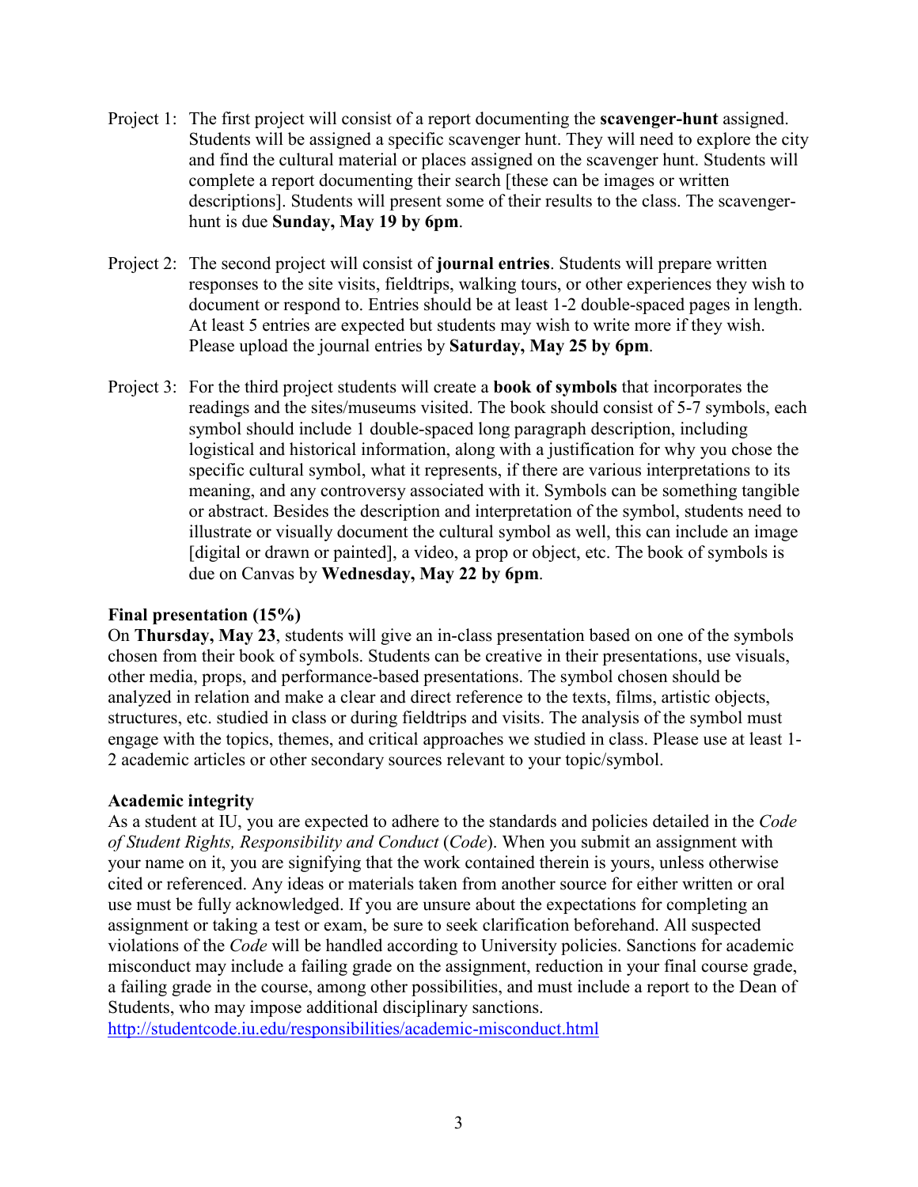Project 1: The first project will consist of a report documenting the **scavenger-hunt** assigned. Students will be assigned a specific scavenger hunt. They will need to explore the city and find the cultural material or places assigned on the scavenger hunt. Students will complete a report documenting their search [these can be images or written descriptions]. Students will present some of their results to the class. The scavenger-hunt is due **Sunday, May 19 by 6pm**.

Project 2: The second project will consist of **journal entries**. Students will prepare written responses to the site visits, fieldtrips, walking tours, or other experiences they wish to document or respond to. Entries should be at least 1-2 double-spaced pages in length. At least 5 entries are expected but students may wish to write more if they wish. Please upload the journal entries by **Saturday, May 25 by 6pm**.

Project 3: For the third project students will create a **book of symbols** that incorporates the readings and the sites/museums visited. The book should consist of 5-7 symbols, each symbol should include 1 double-spaced long paragraph description, including logistical and historical information, along with a justification for why you chose the specific cultural symbol, what it represents, if there are various interpretations to its meaning, and any controversy associated with it. Symbols can be something tangible or abstract. Besides the description and interpretation of the symbol, students need to illustrate or visually document the cultural symbol as well, this can include an image [digital or drawn or painted], a video, a prop or object, etc. The book of symbols is due on Canvas by **Wednesday, May 22 by 6pm**.

**Final presentation (15%)**

On **Thursday, May 23**, students will give an in-class presentation based on one of the symbols chosen from their book of symbols. Students can be creative in their presentations, use visuals, other media, props, and performance-based presentations. The symbol chosen should be analyzed in relation and make a clear and direct reference to the texts, films, artistic objects, structures, etc. studied in class or during fieldtrips and visits. The analysis of the symbol must engage with the topics, themes, and critical approaches we studied in class. Please use at least 1-2 academic articles or other secondary sources relevant to your topic/symbol.

**Academic integrity**

As a student at IU, you are expected to adhere to the standards and policies detailed in the *Code of Student Rights, Responsibility and Conduct* (*Code*). When you submit an assignment with your name on it, you are signifying that the work contained therein is yours, unless otherwise cited or referenced. Any ideas or materials taken from another source for either written or oral use must be fully acknowledged. If you are unsure about the expectations for completing an assignment or taking a test or exam, be sure to seek clarification beforehand. All suspected violations of the *Code* will be handled according to University policies. Sanctions for academic misconduct may include a failing grade on the assignment, reduction in your final course grade, a failing grade in the course, among other possibilities, and must include a report to the Dean of Students, who may impose additional disciplinary sanctions.
http://studentcode.iu.edu/responsibilities/academic-misconduct.html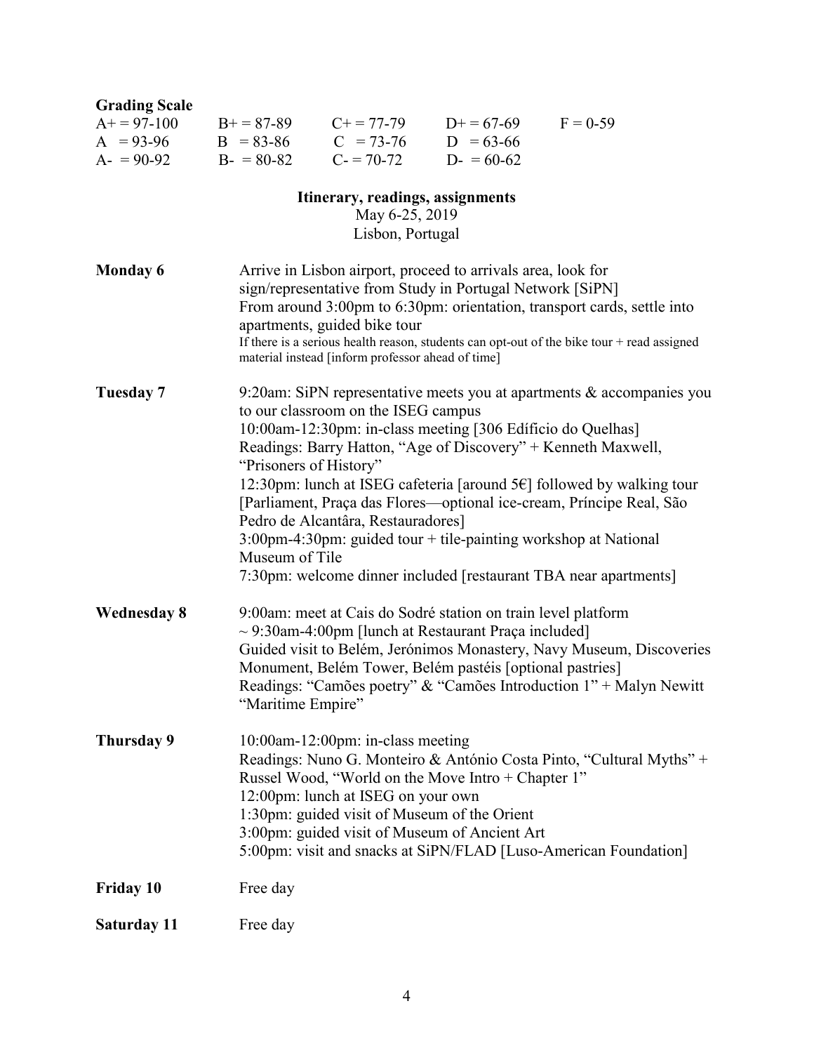**Grading Scale**

| | | | | |
|---|---|---|---|---|
| A+ = 97-100 | B+ = 87-89 | C+ = 77-79 | D+ = 67-69 | F = 0-59 |
| A = 93-96 | B = 83-86 | C = 73-76 | D = 63-66 | |
| A- = 90-92 | B- = 80-82 | C- = 70-72 | D- = 60-62 | |

**Itinerary, readings, assignments**
May 6-25, 2019
Lisbon, Portugal

**Monday 6**
Arrive in Lisbon airport, proceed to arrivals area, look for sign/representative from Study in Portugal Network [SiPN]
From around 3:00pm to 6:30pm: orientation, transport cards, settle into apartments, guided bike tour
If there is a serious health reason, students can opt-out of the bike tour + read assigned material instead [inform professor ahead of time]

**Tuesday 7**
9:20am: SiPN representative meets you at apartments & accompanies you to our classroom on the ISEG campus
10:00am-12:30pm: in-class meeting [306 Edíficio do Quelhas]
Readings: Barry Hatton, "Age of Discovery" + Kenneth Maxwell, "Prisoners of History"
12:30pm: lunch at ISEG cafeteria [around 5€] followed by walking tour [Parliament, Praça das Flores—optional ice-cream, Príncipe Real, São Pedro de Alcantâra, Restauradores]
3:00pm-4:30pm: guided tour + tile-painting workshop at National Museum of Tile
7:30pm: welcome dinner included [restaurant TBA near apartments]

**Wednesday 8**
9:00am: meet at Cais do Sodré station on train level platform
~ 9:30am-4:00pm [lunch at Restaurant Praça included]
Guided visit to Belém, Jerónimos Monastery, Navy Museum, Discoveries Monument, Belém Tower, Belém pastéis [optional pastries]
Readings: "Camões poetry" & "Camões Introduction 1" + Malyn Newitt "Maritime Empire"

**Thursday 9**
10:00am-12:00pm: in-class meeting
Readings: Nuno G. Monteiro & António Costa Pinto, "Cultural Myths" + Russel Wood, "World on the Move Intro + Chapter 1"
12:00pm: lunch at ISEG on your own
1:30pm: guided visit of Museum of the Orient
3:00pm: guided visit of Museum of Ancient Art
5:00pm: visit and snacks at SiPN/FLAD [Luso-American Foundation]

**Friday 10**
Free day

**Saturday 11**
Free day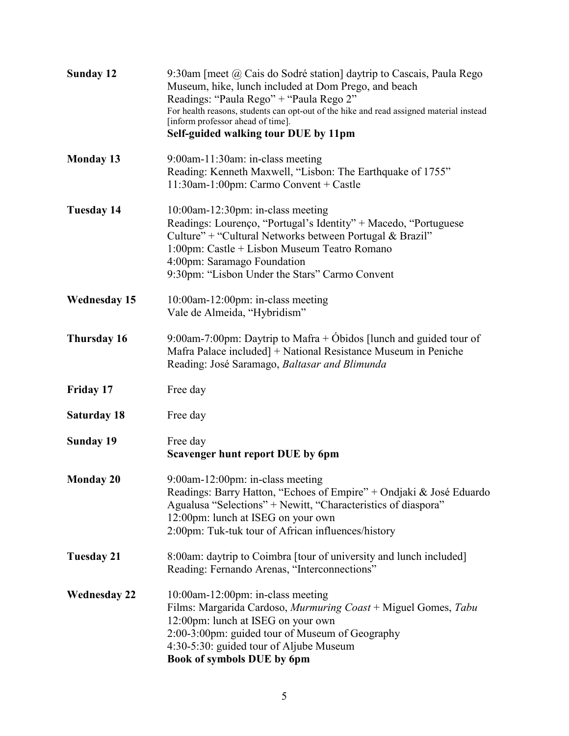| | |
|---|---|
| **Sunday 12** | 9:30am [meet @ Cais do Sodré station] daytrip to Cascais, Paula Rego Museum, hike, lunch included at Dom Prego, and beach<br>Readings: "Paula Rego" + "Paula Rego 2"<br>For health reasons, students can opt-out of the hike and read assigned material instead [inform professor ahead of time].<br>**Self-guided walking tour DUE by 11pm** |
| **Monday 13** | 9:00am-11:30am: in-class meeting<br>Reading: Kenneth Maxwell, "Lisbon: The Earthquake of 1755"<br>11:30am-1:00pm: Carmo Convent + Castle |
| **Tuesday 14** | 10:00am-12:30pm: in-class meeting<br>Readings: Lourenço, "Portugal's Identity" + Macedo, "Portuguese Culture" + "Cultural Networks between Portugal & Brazil"<br>1:00pm: Castle + Lisbon Museum Teatro Romano<br>4:00pm: Saramago Foundation<br>9:30pm: "Lisbon Under the Stars" Carmo Convent |
| **Wednesday 15** | 10:00am-12:00pm: in-class meeting<br>Vale de Almeida, "Hybridism" |
| **Thursday 16** | 9:00am-7:00pm: Daytrip to Mafra + Óbidos [lunch and guided tour of Mafra Palace included] + National Resistance Museum in Peniche<br>Reading: José Saramago, *Baltasar and Blimunda* |
| **Friday 17** | Free day |
| **Saturday 18** | Free day |
| **Sunday 19** | Free day<br>**Scavenger hunt report DUE by 6pm** |
| **Monday 20** | 9:00am-12:00pm: in-class meeting<br>Readings: Barry Hatton, "Echoes of Empire" + Ondjaki & José Eduardo Agualusa "Selections" + Newitt, "Characteristics of diaspora"<br>12:00pm: lunch at ISEG on your own<br>2:00pm: Tuk-tuk tour of African influences/history |
| **Tuesday 21** | 8:00am: daytrip to Coimbra [tour of university and lunch included]<br>Reading: Fernando Arenas, "Interconnections" |
| **Wednesday 22** | 10:00am-12:00pm: in-class meeting<br>Films: Margarida Cardoso, *Murmuring Coast* + Miguel Gomes, *Tabu*<br>12:00pm: lunch at ISEG on your own<br>2:00-3:00pm: guided tour of Museum of Geography<br>4:30-5:30: guided tour of Aljube Museum<br>**Book of symbols DUE by 6pm** |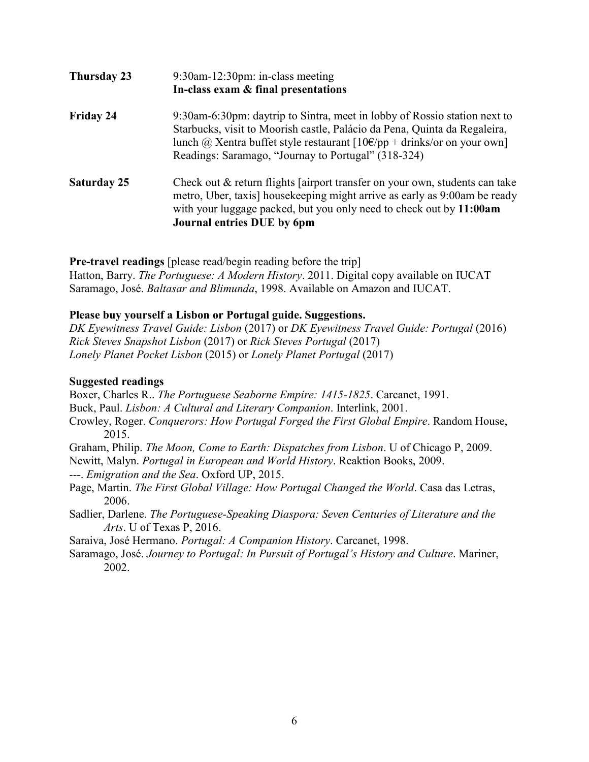| | |
|---|---|
| **Thursday 23** | 9:30am-12:30pm: in-class meeting<br>**In-class exam & final presentations** |
| **Friday 24** | 9:30am-6:30pm: daytrip to Sintra, meet in lobby of Rossio station next to Starbucks, visit to Moorish castle, Palácio da Pena, Quinta da Regaleira, lunch @ Xentra buffet style restaurant [10€/pp + drinks/or on your own]<br>Readings: Saramago, "Journay to Portugal" (318-324) |
| **Saturday 25** | Check out & return flights [airport transfer on your own, students can take metro, Uber, taxis] housekeeping might arrive as early as 9:00am be ready with your luggage packed, but you only need to check out by **11:00am**<br>**Journal entries DUE by 6pm** |

**Pre-travel readings** [please read/begin reading before the trip]
Hatton, Barry. *The Portuguese: A Modern History*. 2011. Digital copy available on IUCAT
Saramago, José. *Baltasar and Blimunda*, 1998. Available on Amazon and IUCAT.

**Please buy yourself a Lisbon or Portugal guide. Suggestions.**
*DK Eyewitness Travel Guide: Lisbon* (2017) or *DK Eyewitness Travel Guide: Portugal* (2016)
*Rick Steves Snapshot Lisbon* (2017) or *Rick Steves Portugal* (2017)
*Lonely Planet Pocket Lisbon* (2015) or *Lonely Planet Portugal* (2017)

**Suggested readings**

Boxer, Charles R.. *The Portuguese Seaborne Empire: 1415-1825*. Carcanet, 1991.

Buck, Paul. *Lisbon: A Cultural and Literary Companion*. Interlink, 2001.

Crowley, Roger. *Conquerors: How Portugal Forged the First Global Empire*. Random House, 2015.

Graham, Philip. *The Moon, Come to Earth: Dispatches from Lisbon*. U of Chicago P, 2009.

Newitt, Malyn. *Portugal in European and World History*. Reaktion Books, 2009.

---. *Emigration and the Sea*. Oxford UP, 2015.

Page, Martin. *The First Global Village: How Portugal Changed the World*. Casa das Letras, 2006.

Sadlier, Darlene. *The Portuguese-Speaking Diaspora: Seven Centuries of Literature and the Arts*. U of Texas P, 2016.

Saraiva, José Hermano. *Portugal: A Companion History*. Carcanet, 1998.

Saramago, José. *Journey to Portugal: In Pursuit of Portugal's History and Culture*. Mariner, 2002.